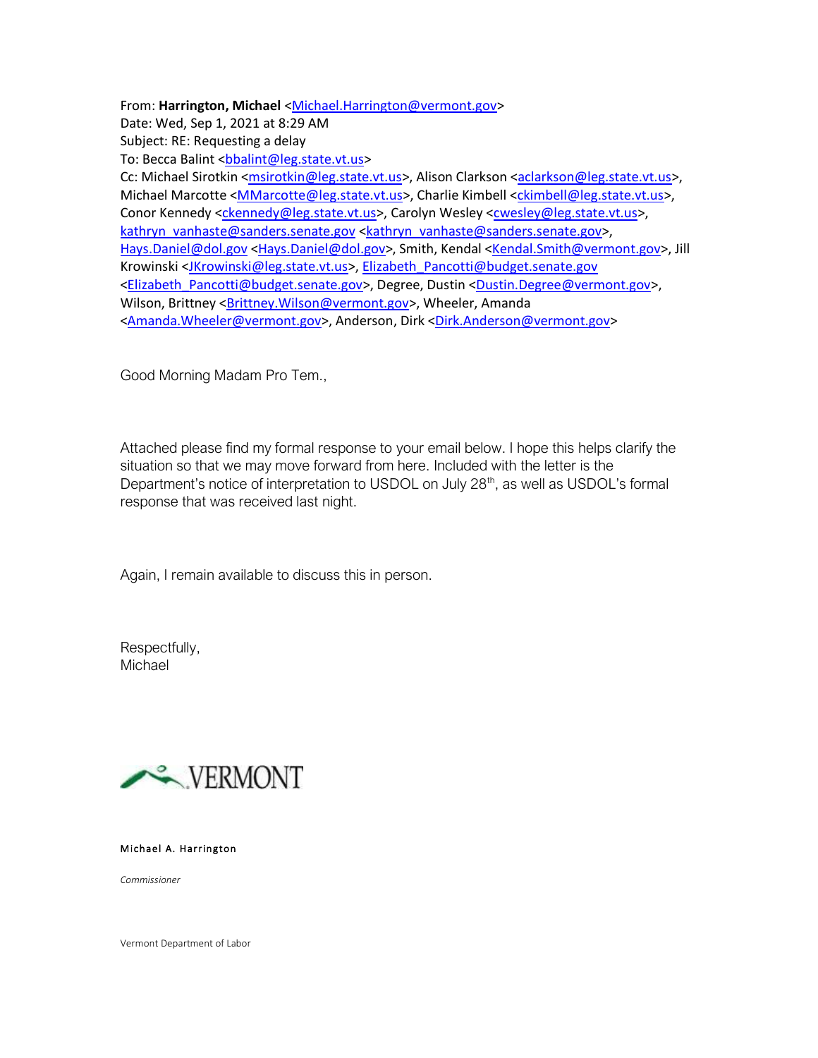From: **Harrington, Michael** <Michael.Harrington@vermont.gov>
Date: Wed, Sep 1, 2021 at 8:29 AM
Subject: RE: Requesting a delay
To: Becca Balint <bbalint@leg.state.vt.us>
Cc: Michael Sirotkin <msirotkin@leg.state.vt.us>, Alison Clarkson <aclarkson@leg.state.vt.us>, Michael Marcotte <MMarcotte@leg.state.vt.us>, Charlie Kimbell <ckimbell@leg.state.vt.us>, Conor Kennedy <ckennedy@leg.state.vt.us>, Carolyn Wesley <cwesley@leg.state.vt.us>, kathryn_vanhaste@sanders.senate.gov <kathryn_vanhaste@sanders.senate.gov>, Hays.Daniel@dol.gov <Hays.Daniel@dol.gov>, Smith, Kendal <Kendal.Smith@vermont.gov>, Jill Krowinski <JKrowinski@leg.state.vt.us>, Elizabeth_Pancotti@budget.senate.gov <Elizabeth_Pancotti@budget.senate.gov>, Degree, Dustin <Dustin.Degree@vermont.gov>, Wilson, Brittney <Brittney.Wilson@vermont.gov>, Wheeler, Amanda <Amanda.Wheeler@vermont.gov>, Anderson, Dirk <Dirk.Anderson@vermont.gov>

Good Morning Madam Pro Tem.,

Attached please find my formal response to your email below. I hope this helps clarify the situation so that we may move forward from here. Included with the letter is the Department's notice of interpretation to USDOL on July 28th, as well as USDOL's formal response that was received last night.

Again, I remain available to discuss this in person.

Respectfully,
Michael

VERMONT

Michael A. Harrington

*Commissioner*

Vermont Department of Labor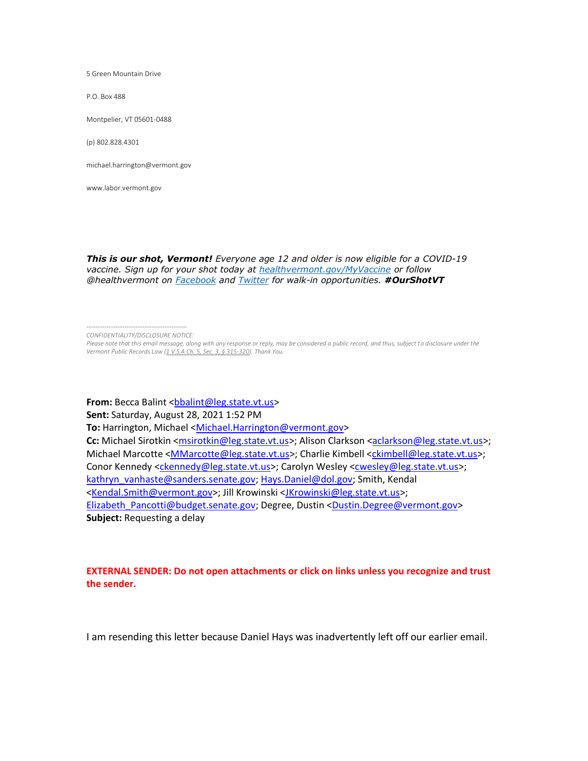5 Green Mountain Drive

P.O. Box 488

Montpelier, VT 05601-0488

(p) 802.828.4301

michael.harrington@vermont.gov

www.labor.vermont.gov

***This is our shot, Vermont!*** *Everyone age 12 and older is now eligible for a COVID-19 vaccine. Sign up for your shot today at [healthvermont.gov/MyVaccine](healthvermont.gov/MyVaccine) or follow @healthvermont on [Facebook](Facebook) and [Twitter](Twitter) for walk-in opportunities.* ***#OurShotVT***

-----------------------------------------------

*CONFIDENTIALITY/DISCLOSURE NOTICE:*

*Please note that this email message, along with any response or reply, may be considered a public record, and thus, subject to disclosure under the Vermont Public Records Law (1 V.S.A Ch. 5, Sec. 3, § 315-320). Thank You.*

**From:** Becca Balint <bbalint@leg.state.vt.us>
**Sent:** Saturday, August 28, 2021 1:52 PM
**To:** Harrington, Michael <Michael.Harrington@vermont.gov>
**Cc:** Michael Sirotkin <msirotkin@leg.state.vt.us>; Alison Clarkson <aclarkson@leg.state.vt.us>; Michael Marcotte <MMarcotte@leg.state.vt.us>; Charlie Kimbell <ckimbell@leg.state.vt.us>; Conor Kennedy <ckennedy@leg.state.vt.us>; Carolyn Wesley <cwesley@leg.state.vt.us>; kathryn_vanhaste@sanders.senate.gov; Hays.Daniel@dol.gov; Smith, Kendal <Kendal.Smith@vermont.gov>; Jill Krowinski <JKrowinski@leg.state.vt.us>; Elizabeth_Pancotti@budget.senate.gov; Degree, Dustin <Dustin.Degree@vermont.gov>
**Subject:** Requesting a delay

**EXTERNAL SENDER: Do not open attachments or click on links unless you recognize and trust the sender.**

I am resending this letter because Daniel Hays was inadvertently left off our earlier email.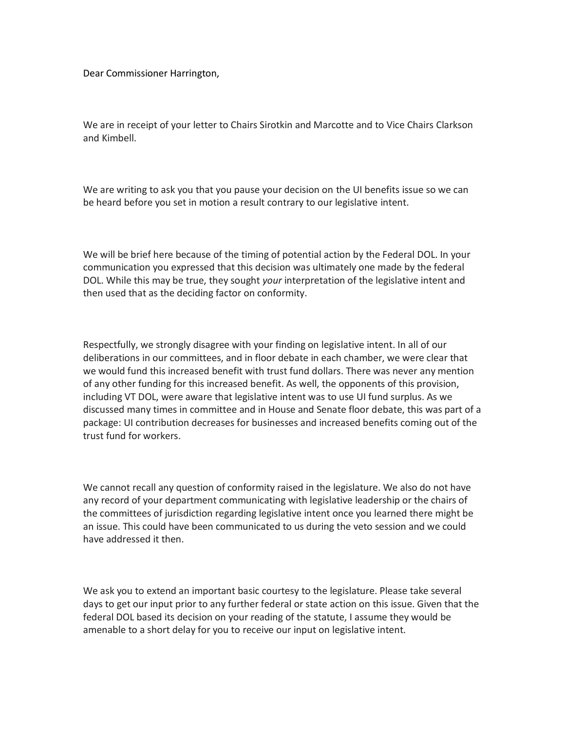Dear Commissioner Harrington,

We are in receipt of your letter to Chairs Sirotkin and Marcotte and to Vice Chairs Clarkson and Kimbell.

We are writing to ask you that you pause your decision on the UI benefits issue so we can be heard before you set in motion a result contrary to our legislative intent.

We will be brief here because of the timing of potential action by the Federal DOL. In your communication you expressed that this decision was ultimately one made by the federal DOL. While this may be true, they sought *your* interpretation of the legislative intent and then used that as the deciding factor on conformity.

Respectfully, we strongly disagree with your finding on legislative intent. In all of our deliberations in our committees, and in floor debate in each chamber, we were clear that we would fund this increased benefit with trust fund dollars. There was never any mention of any other funding for this increased benefit. As well, the opponents of this provision, including VT DOL, were aware that legislative intent was to use UI fund surplus. As we discussed many times in committee and in House and Senate floor debate, this was part of a package: UI contribution decreases for businesses and increased benefits coming out of the trust fund for workers.

We cannot recall any question of conformity raised in the legislature. We also do not have any record of your department communicating with legislative leadership or the chairs of the committees of jurisdiction regarding legislative intent once you learned there might be an issue. This could have been communicated to us during the veto session and we could have addressed it then.

We ask you to extend an important basic courtesy to the legislature. Please take several days to get our input prior to any further federal or state action on this issue. Given that the federal DOL based its decision on your reading of the statute, I assume they would be amenable to a short delay for you to receive our input on legislative intent.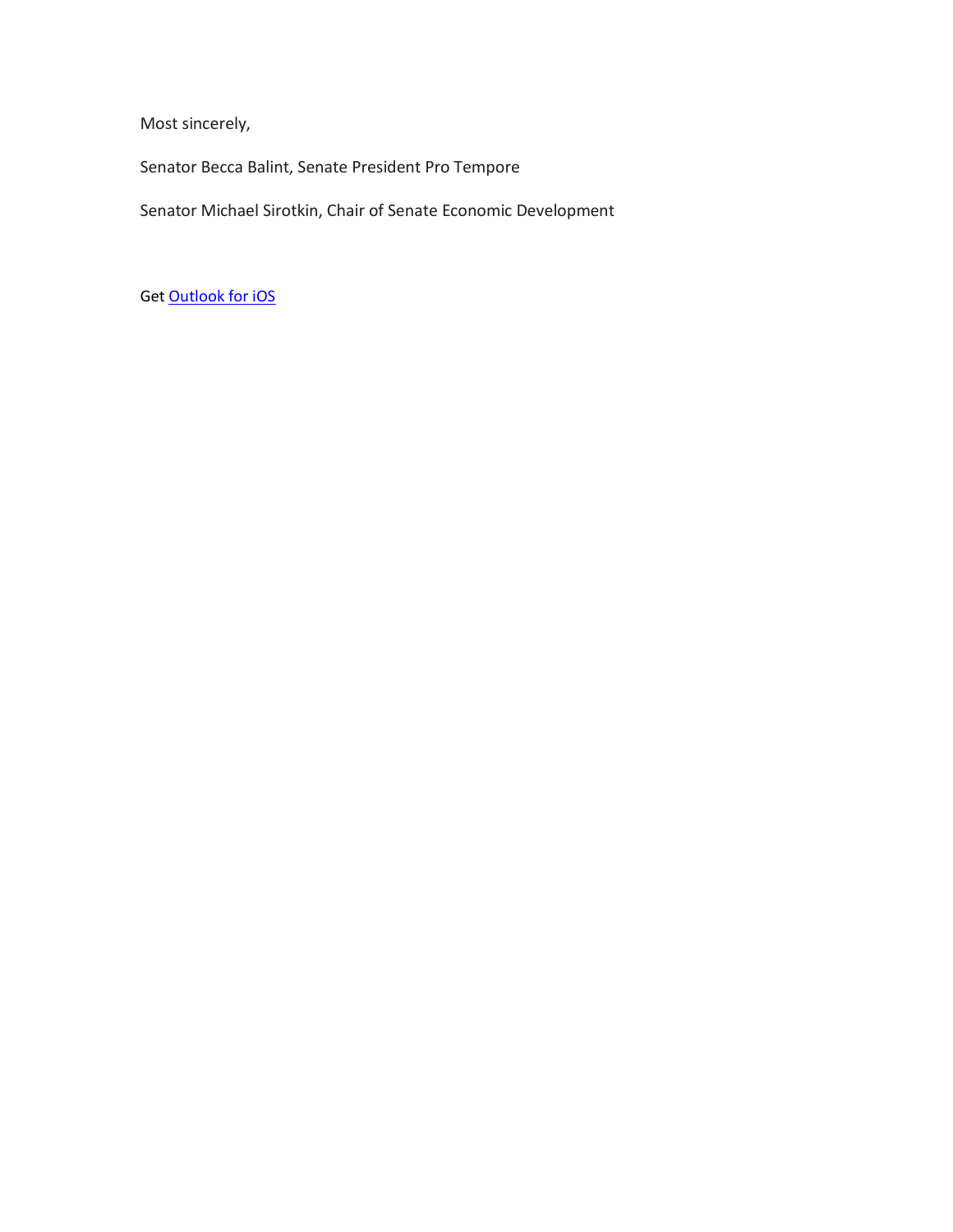Most sincerely,

Senator Becca Balint, Senate President Pro Tempore

Senator Michael Sirotkin, Chair of Senate Economic Development

Get [Outlook for iOS]